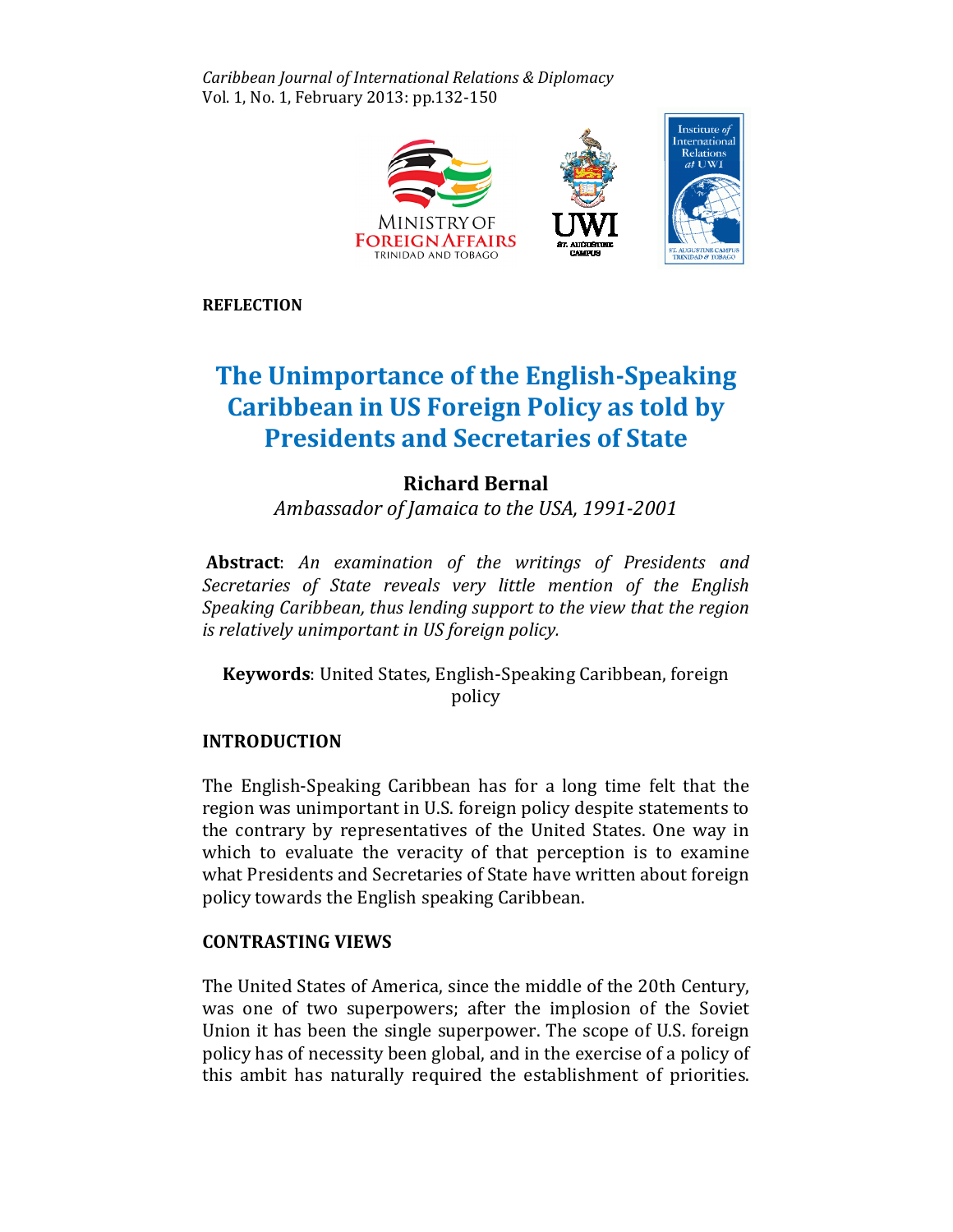**REFLECTION**

# The Unimportance of the English-Speaking Caribbean in US Foreign Policy as told by Presidents and Secretaries of State

## Richard Bernal

*Ambassador of Jamaica to the USA, 1991-2001*

**Abstract**: *An examination of the writings of Presidents and Secretaries of State reveals very little mention of the English Speaking Caribbean, thus lending support to the view that the region is relatively unimportant in US foreign policy.*

**Keywords**: United States, English-Speaking Caribbean, foreign policy

## INTRODUCTION

The English-Speaking Caribbean has for a long time felt that the region was unimportant in U.S. foreign policy despite statements to the contrary by representatives of the United States. One way in which to evaluate the veracity of that perception is to examine what Presidents and Secretaries of State have written about foreign policy towards the English speaking Caribbean.

## CONTRASTING VIEWS

The United States of America, since the middle of the 20th Century, was one of two superpowers; after the implosion of the Soviet Union it has been the single superpower. The scope of U.S. foreign policy has of necessity been global, and in the exercise of a policy of this ambit has naturally required the establishment of priorities.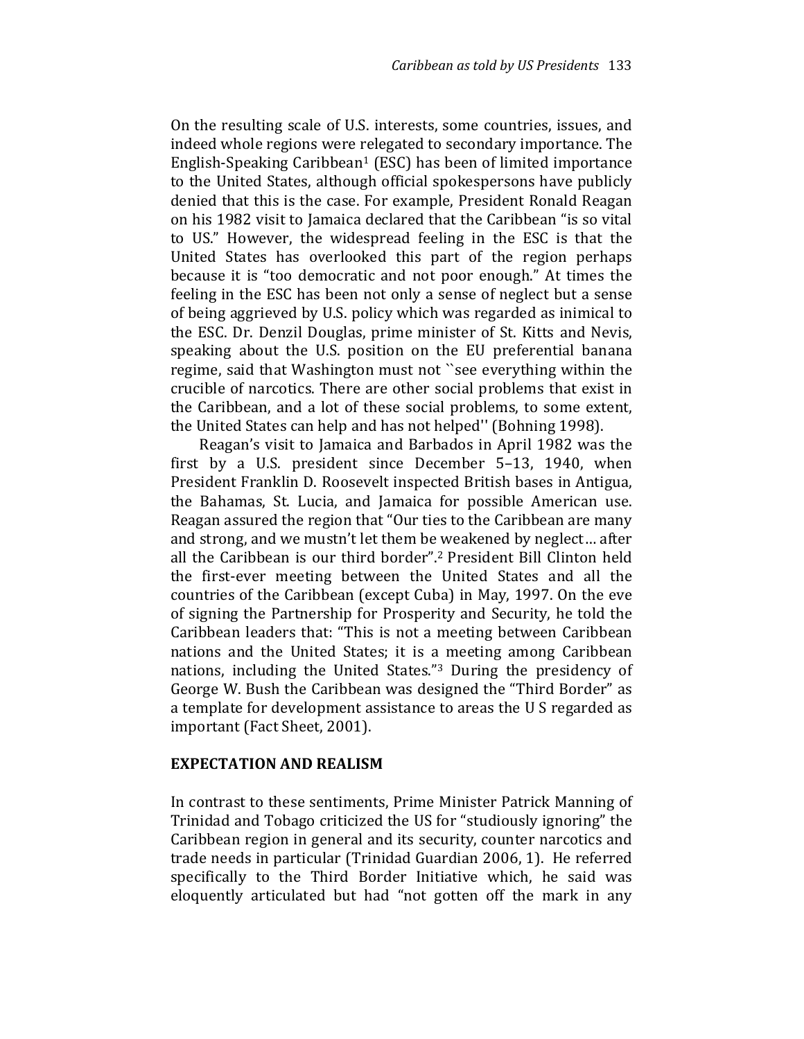On the resulting scale of U.S. interests, some countries, issues, and indeed whole regions were relegated to secondary importance. The English-Speaking Caribbean[1] (ESC) has been of limited importance to the United States, although official spokespersons have publicly denied that this is the case. For example, President Ronald Reagan on his 1982 visit to Jamaica declared that the Caribbean "is so vital to US." However, the widespread feeling in the ESC is that the United States has overlooked this part of the region perhaps because it is "too democratic and not poor enough." At times the feeling in the ESC has been not only a sense of neglect but a sense of being aggrieved by U.S. policy which was regarded as inimical to the ESC. Dr. Denzil Douglas, prime minister of St. Kitts and Nevis, speaking about the U.S. position on the EU preferential banana regime, said that Washington must not ``see everything within the crucible of narcotics. There are other social problems that exist in the Caribbean, and a lot of these social problems, to some extent, the United States can help and has not helped'' (Bohning 1998).

Reagan's visit to Jamaica and Barbados in April 1982 was the first by a U.S. president since December 5–13, 1940, when President Franklin D. Roosevelt inspected British bases in Antigua, the Bahamas, St. Lucia, and Jamaica for possible American use. Reagan assured the region that "Our ties to the Caribbean are many and strong, and we mustn't let them be weakened by neglect… after all the Caribbean is our third border".[2] President Bill Clinton held the first-ever meeting between the United States and all the countries of the Caribbean (except Cuba) in May, 1997. On the eve of signing the Partnership for Prosperity and Security, he told the Caribbean leaders that: "This is not a meeting between Caribbean nations and the United States; it is a meeting among Caribbean nations, including the United States."[3] During the presidency of George W. Bush the Caribbean was designed the "Third Border" as a template for development assistance to areas the U S regarded as important (Fact Sheet, 2001).

## EXPECTATION AND REALISM

In contrast to these sentiments, Prime Minister Patrick Manning of Trinidad and Tobago criticized the US for "studiously ignoring" the Caribbean region in general and its security, counter narcotics and trade needs in particular (Trinidad Guardian 2006, 1). He referred specifically to the Third Border Initiative which, he said was eloquently articulated but had "not gotten off the mark in any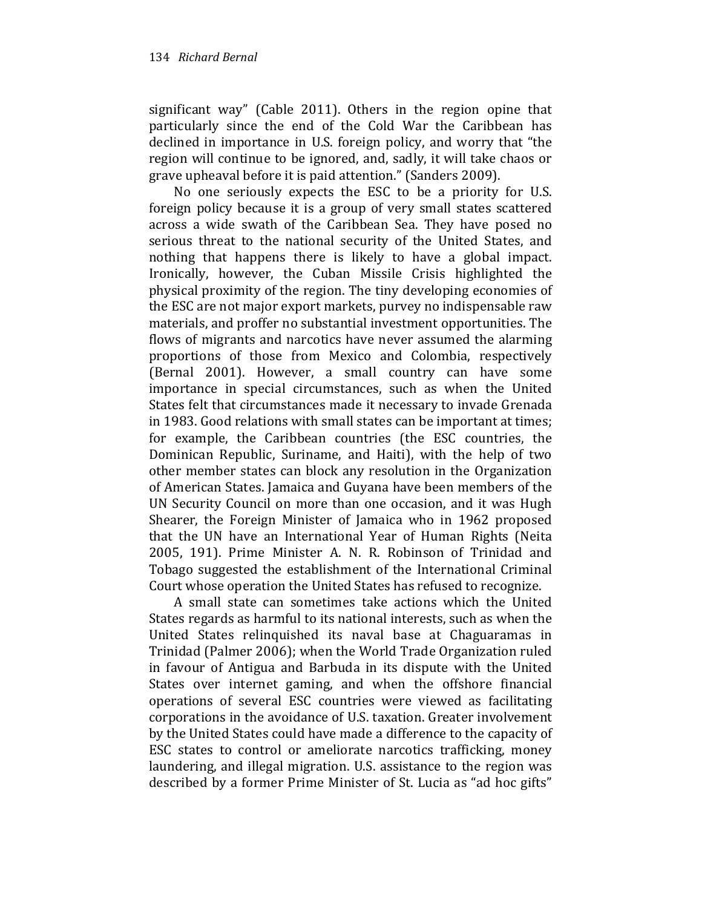significant way" (Cable 2011). Others in the region opine that particularly since the end of the Cold War the Caribbean has declined in importance in U.S. foreign policy, and worry that "the region will continue to be ignored, and, sadly, it will take chaos or grave upheaval before it is paid attention." (Sanders 2009).

No one seriously expects the ESC to be a priority for U.S. foreign policy because it is a group of very small states scattered across a wide swath of the Caribbean Sea. They have posed no serious threat to the national security of the United States, and nothing that happens there is likely to have a global impact. Ironically, however, the Cuban Missile Crisis highlighted the physical proximity of the region. The tiny developing economies of the ESC are not major export markets, purvey no indispensable raw materials, and proffer no substantial investment opportunities. The flows of migrants and narcotics have never assumed the alarming proportions of those from Mexico and Colombia, respectively (Bernal 2001). However, a small country can have some importance in special circumstances, such as when the United States felt that circumstances made it necessary to invade Grenada in 1983. Good relations with small states can be important at times; for example, the Caribbean countries (the ESC countries, the Dominican Republic, Suriname, and Haiti), with the help of two other member states can block any resolution in the Organization of American States. Jamaica and Guyana have been members of the UN Security Council on more than one occasion, and it was Hugh Shearer, the Foreign Minister of Jamaica who in 1962 proposed that the UN have an International Year of Human Rights (Neita 2005, 191). Prime Minister A. N. R. Robinson of Trinidad and Tobago suggested the establishment of the International Criminal Court whose operation the United States has refused to recognize.

A small state can sometimes take actions which the United States regards as harmful to its national interests, such as when the United States relinquished its naval base at Chaguaramas in Trinidad (Palmer 2006); when the World Trade Organization ruled in favour of Antigua and Barbuda in its dispute with the United States over internet gaming, and when the offshore financial operations of several ESC countries were viewed as facilitating corporations in the avoidance of U.S. taxation. Greater involvement by the United States could have made a difference to the capacity of ESC states to control or ameliorate narcotics trafficking, money laundering, and illegal migration. U.S. assistance to the region was described by a former Prime Minister of St. Lucia as "ad hoc gifts"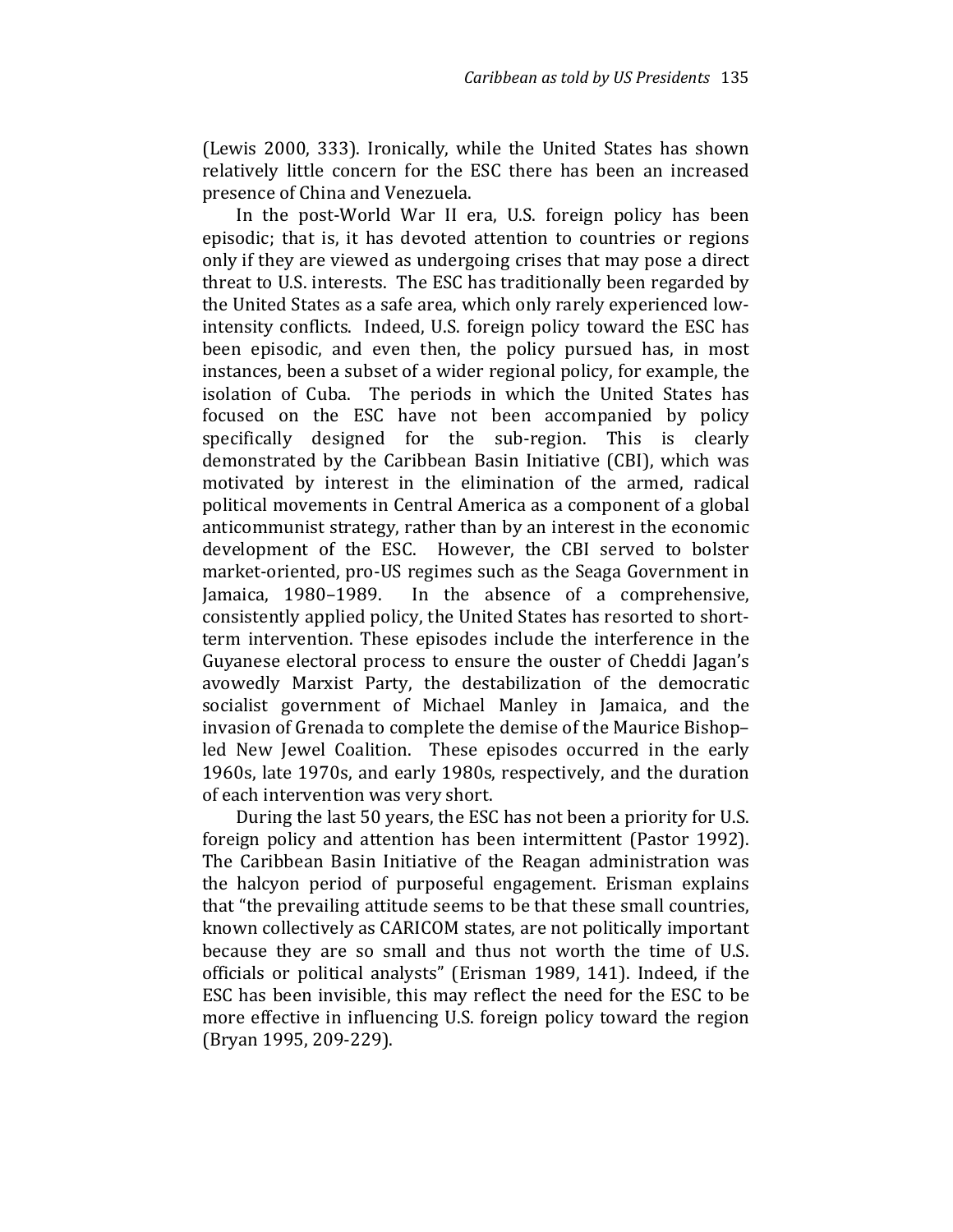(Lewis 2000, 333). Ironically, while the United States has shown relatively little concern for the ESC there has been an increased presence of China and Venezuela.

In the post-World War II era, U.S. foreign policy has been episodic; that is, it has devoted attention to countries or regions only if they are viewed as undergoing crises that may pose a direct threat to U.S. interests. The ESC has traditionally been regarded by the United States as a safe area, which only rarely experienced low-intensity conflicts. Indeed, U.S. foreign policy toward the ESC has been episodic, and even then, the policy pursued has, in most instances, been a subset of a wider regional policy, for example, the isolation of Cuba. The periods in which the United States has focused on the ESC have not been accompanied by policy specifically designed for the sub-region. This is clearly demonstrated by the Caribbean Basin Initiative (CBI), which was motivated by interest in the elimination of the armed, radical political movements in Central America as a component of a global anticommunist strategy, rather than by an interest in the economic development of the ESC. However, the CBI served to bolster market-oriented, pro-US regimes such as the Seaga Government in Jamaica, 1980–1989. In the absence of a comprehensive, consistently applied policy, the United States has resorted to short-term intervention. These episodes include the interference in the Guyanese electoral process to ensure the ouster of Cheddi Jagan's avowedly Marxist Party, the destabilization of the democratic socialist government of Michael Manley in Jamaica, and the invasion of Grenada to complete the demise of the Maurice Bishop–led New Jewel Coalition. These episodes occurred in the early 1960s, late 1970s, and early 1980s, respectively, and the duration of each intervention was very short.

During the last 50 years, the ESC has not been a priority for U.S. foreign policy and attention has been intermittent (Pastor 1992). The Caribbean Basin Initiative of the Reagan administration was the halcyon period of purposeful engagement. Erisman explains that "the prevailing attitude seems to be that these small countries, known collectively as CARICOM states, are not politically important because they are so small and thus not worth the time of U.S. officials or political analysts" (Erisman 1989, 141). Indeed, if the ESC has been invisible, this may reflect the need for the ESC to be more effective in influencing U.S. foreign policy toward the region (Bryan 1995, 209-229).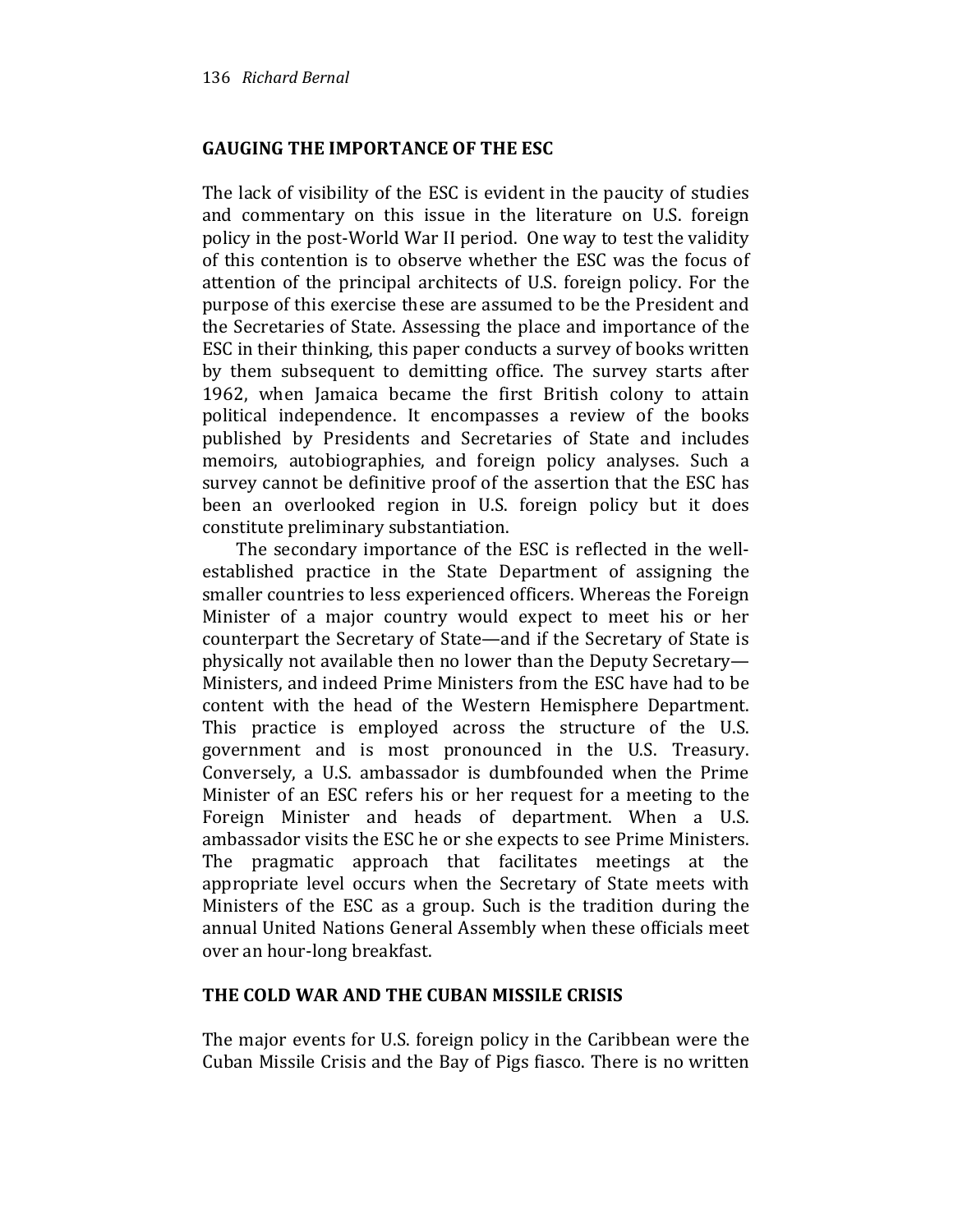## GAUGING THE IMPORTANCE OF THE ESC

The lack of visibility of the ESC is evident in the paucity of studies and commentary on this issue in the literature on U.S. foreign policy in the post-World War II period. One way to test the validity of this contention is to observe whether the ESC was the focus of attention of the principal architects of U.S. foreign policy. For the purpose of this exercise these are assumed to be the President and the Secretaries of State. Assessing the place and importance of the ESC in their thinking, this paper conducts a survey of books written by them subsequent to demitting office. The survey starts after 1962, when Jamaica became the first British colony to attain political independence. It encompasses a review of the books published by Presidents and Secretaries of State and includes memoirs, autobiographies, and foreign policy analyses. Such a survey cannot be definitive proof of the assertion that the ESC has been an overlooked region in U.S. foreign policy but it does constitute preliminary substantiation.

The secondary importance of the ESC is reflected in the well-established practice in the State Department of assigning the smaller countries to less experienced officers. Whereas the Foreign Minister of a major country would expect to meet his or her counterpart the Secretary of State—and if the Secretary of State is physically not available then no lower than the Deputy Secretary—Ministers, and indeed Prime Ministers from the ESC have had to be content with the head of the Western Hemisphere Department. This practice is employed across the structure of the U.S. government and is most pronounced in the U.S. Treasury. Conversely, a U.S. ambassador is dumbfounded when the Prime Minister of an ESC refers his or her request for a meeting to the Foreign Minister and heads of department. When a U.S. ambassador visits the ESC he or she expects to see Prime Ministers. The pragmatic approach that facilitates meetings at the appropriate level occurs when the Secretary of State meets with Ministers of the ESC as a group. Such is the tradition during the annual United Nations General Assembly when these officials meet over an hour-long breakfast.

## THE COLD WAR AND THE CUBAN MISSILE CRISIS

The major events for U.S. foreign policy in the Caribbean were the Cuban Missile Crisis and the Bay of Pigs fiasco. There is no written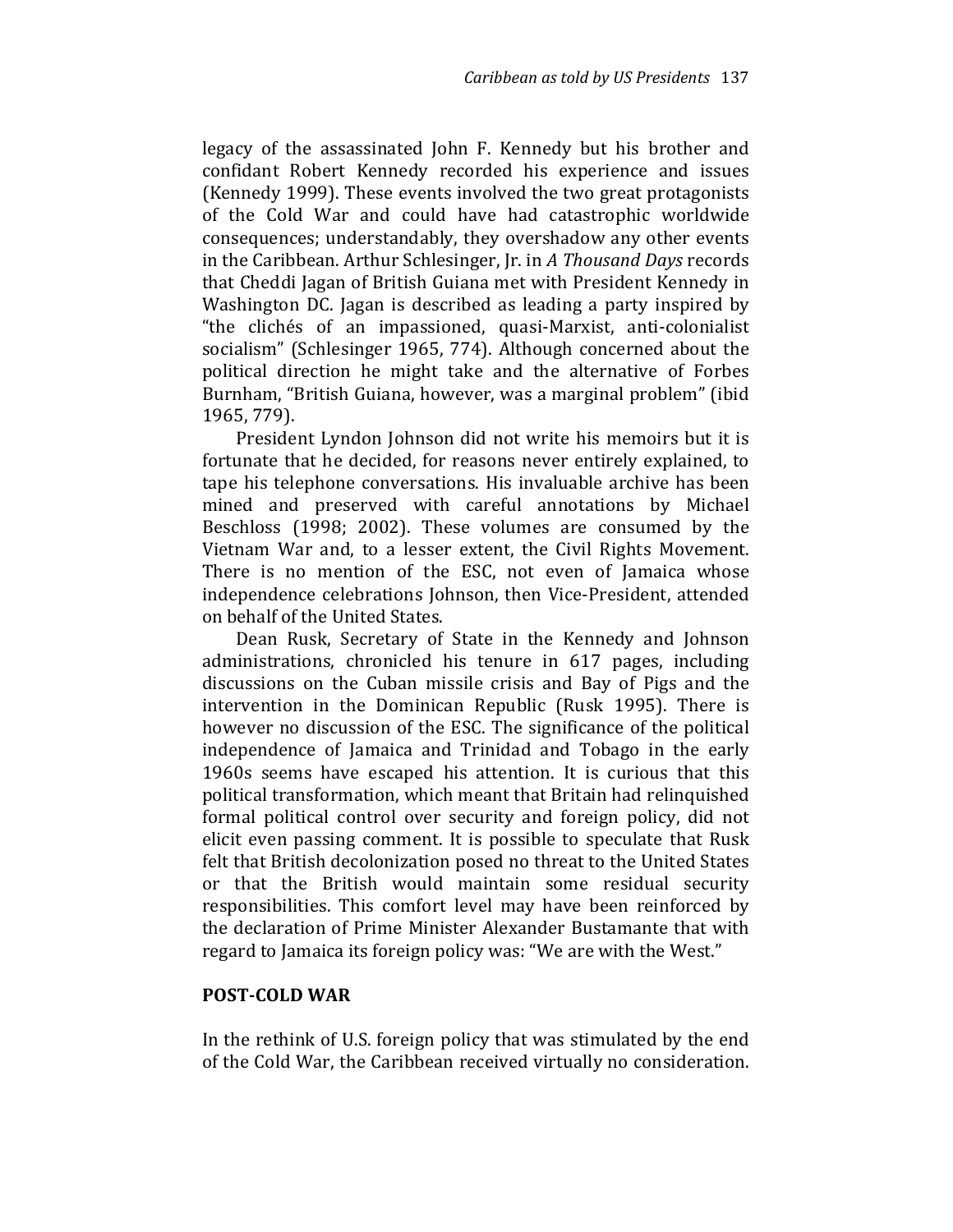legacy of the assassinated John F. Kennedy but his brother and confidant Robert Kennedy recorded his experience and issues (Kennedy 1999). These events involved the two great protagonists of the Cold War and could have had catastrophic worldwide consequences; understandably, they overshadow any other events in the Caribbean. Arthur Schlesinger, Jr. in *A Thousand Days* records that Cheddi Jagan of British Guiana met with President Kennedy in Washington DC. Jagan is described as leading a party inspired by "the clichés of an impassioned, quasi-Marxist, anti-colonialist socialism" (Schlesinger 1965, 774). Although concerned about the political direction he might take and the alternative of Forbes Burnham, "British Guiana, however, was a marginal problem" (ibid 1965, 779).

President Lyndon Johnson did not write his memoirs but it is fortunate that he decided, for reasons never entirely explained, to tape his telephone conversations. His invaluable archive has been mined and preserved with careful annotations by Michael Beschloss (1998; 2002). These volumes are consumed by the Vietnam War and, to a lesser extent, the Civil Rights Movement. There is no mention of the ESC, not even of Jamaica whose independence celebrations Johnson, then Vice-President, attended on behalf of the United States.

Dean Rusk, Secretary of State in the Kennedy and Johnson administrations, chronicled his tenure in 617 pages, including discussions on the Cuban missile crisis and Bay of Pigs and the intervention in the Dominican Republic (Rusk 1995). There is however no discussion of the ESC. The significance of the political independence of Jamaica and Trinidad and Tobago in the early 1960s seems have escaped his attention. It is curious that this political transformation, which meant that Britain had relinquished formal political control over security and foreign policy, did not elicit even passing comment. It is possible to speculate that Rusk felt that British decolonization posed no threat to the United States or that the British would maintain some residual security responsibilities. This comfort level may have been reinforced by the declaration of Prime Minister Alexander Bustamante that with regard to Jamaica its foreign policy was: "We are with the West."

## POST-COLD WAR

In the rethink of U.S. foreign policy that was stimulated by the end of the Cold War, the Caribbean received virtually no consideration.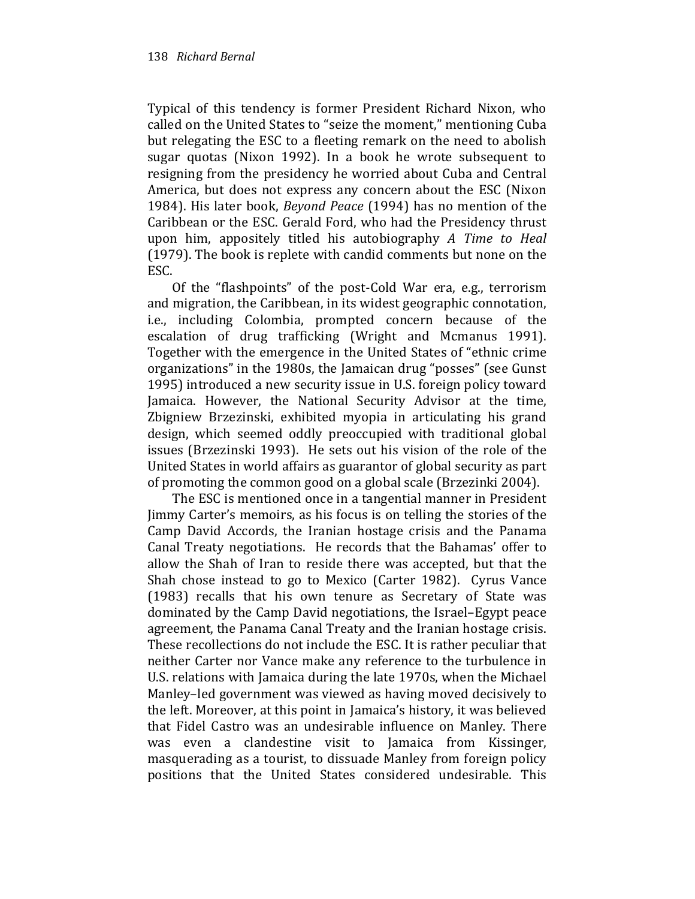Typical of this tendency is former President Richard Nixon, who called on the United States to "seize the moment," mentioning Cuba but relegating the ESC to a fleeting remark on the need to abolish sugar quotas (Nixon 1992). In a book he wrote subsequent to resigning from the presidency he worried about Cuba and Central America, but does not express any concern about the ESC (Nixon 1984). His later book, *Beyond Peace* (1994) has no mention of the Caribbean or the ESC. Gerald Ford, who had the Presidency thrust upon him, appositely titled his autobiography *A Time to Heal* (1979). The book is replete with candid comments but none on the ESC.

Of the "flashpoints" of the post-Cold War era, e.g., terrorism and migration, the Caribbean, in its widest geographic connotation, i.e., including Colombia, prompted concern because of the escalation of drug trafficking (Wright and Mcmanus 1991). Together with the emergence in the United States of "ethnic crime organizations" in the 1980s, the Jamaican drug "posses" (see Gunst 1995) introduced a new security issue in U.S. foreign policy toward Jamaica. However, the National Security Advisor at the time, Zbigniew Brzezinski, exhibited myopia in articulating his grand design, which seemed oddly preoccupied with traditional global issues (Brzezinski 1993). He sets out his vision of the role of the United States in world affairs as guarantor of global security as part of promoting the common good on a global scale (Brzezinki 2004).

The ESC is mentioned once in a tangential manner in President Jimmy Carter's memoirs, as his focus is on telling the stories of the Camp David Accords, the Iranian hostage crisis and the Panama Canal Treaty negotiations. He records that the Bahamas' offer to allow the Shah of Iran to reside there was accepted, but that the Shah chose instead to go to Mexico (Carter 1982). Cyrus Vance (1983) recalls that his own tenure as Secretary of State was dominated by the Camp David negotiations, the Israel–Egypt peace agreement, the Panama Canal Treaty and the Iranian hostage crisis. These recollections do not include the ESC. It is rather peculiar that neither Carter nor Vance make any reference to the turbulence in U.S. relations with Jamaica during the late 1970s, when the Michael Manley–led government was viewed as having moved decisively to the left. Moreover, at this point in Jamaica's history, it was believed that Fidel Castro was an undesirable influence on Manley. There was even a clandestine visit to Jamaica from Kissinger, masquerading as a tourist, to dissuade Manley from foreign policy positions that the United States considered undesirable. This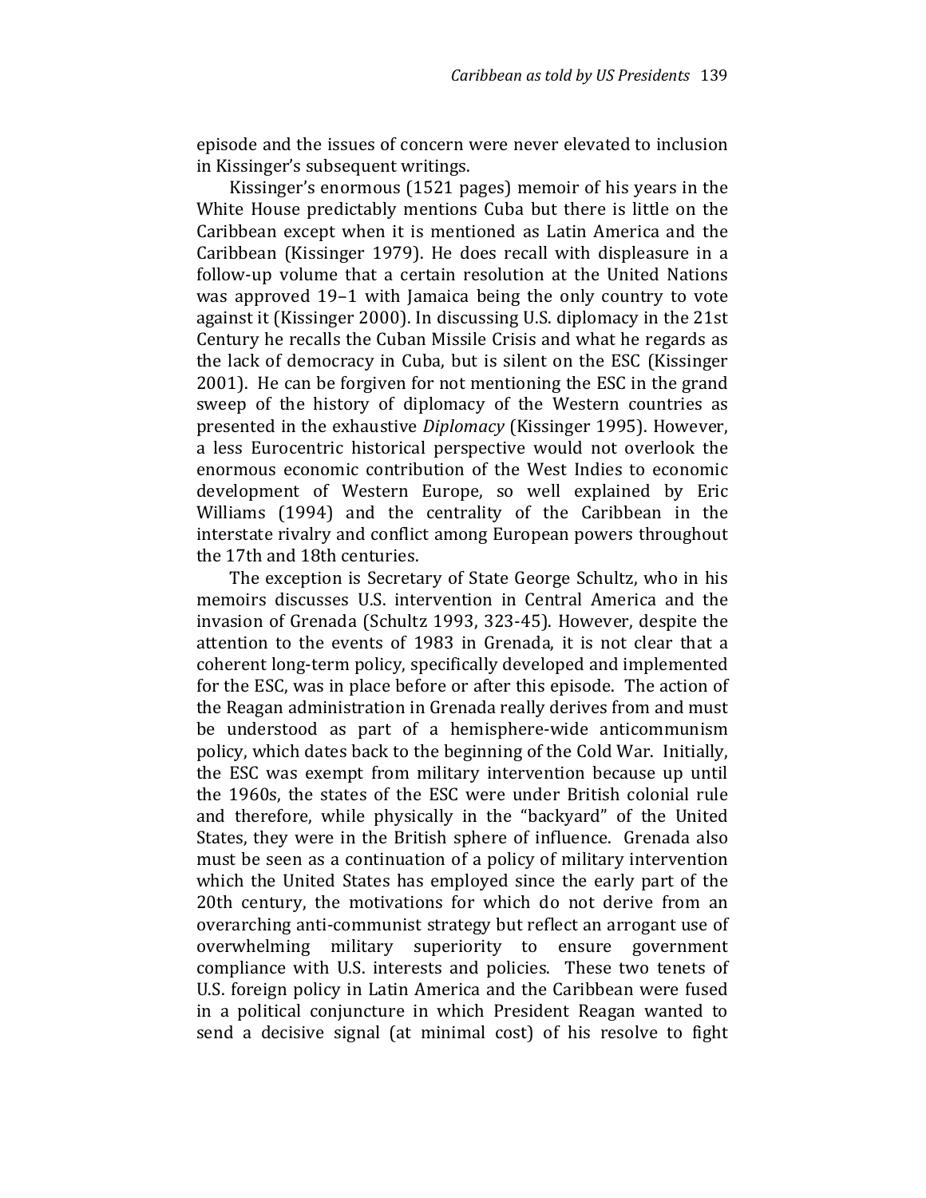episode and the issues of concern were never elevated to inclusion in Kissinger's subsequent writings.

Kissinger's enormous (1521 pages) memoir of his years in the White House predictably mentions Cuba but there is little on the Caribbean except when it is mentioned as Latin America and the Caribbean (Kissinger 1979). He does recall with displeasure in a follow-up volume that a certain resolution at the United Nations was approved 19–1 with Jamaica being the only country to vote against it (Kissinger 2000). In discussing U.S. diplomacy in the 21st Century he recalls the Cuban Missile Crisis and what he regards as the lack of democracy in Cuba, but is silent on the ESC (Kissinger 2001). He can be forgiven for not mentioning the ESC in the grand sweep of the history of diplomacy of the Western countries as presented in the exhaustive *Diplomacy* (Kissinger 1995). However, a less Eurocentric historical perspective would not overlook the enormous economic contribution of the West Indies to economic development of Western Europe, so well explained by Eric Williams (1994) and the centrality of the Caribbean in the interstate rivalry and conflict among European powers throughout the 17th and 18th centuries.

The exception is Secretary of State George Schultz, who in his memoirs discusses U.S. intervention in Central America and the invasion of Grenada (Schultz 1993, 323-45). However, despite the attention to the events of 1983 in Grenada, it is not clear that a coherent long-term policy, specifically developed and implemented for the ESC, was in place before or after this episode. The action of the Reagan administration in Grenada really derives from and must be understood as part of a hemisphere-wide anticommunism policy, which dates back to the beginning of the Cold War. Initially, the ESC was exempt from military intervention because up until the 1960s, the states of the ESC were under British colonial rule and therefore, while physically in the "backyard" of the United States, they were in the British sphere of influence. Grenada also must be seen as a continuation of a policy of military intervention which the United States has employed since the early part of the 20th century, the motivations for which do not derive from an overarching anti-communist strategy but reflect an arrogant use of overwhelming military superiority to ensure government compliance with U.S. interests and policies. These two tenets of U.S. foreign policy in Latin America and the Caribbean were fused in a political conjuncture in which President Reagan wanted to send a decisive signal (at minimal cost) of his resolve to fight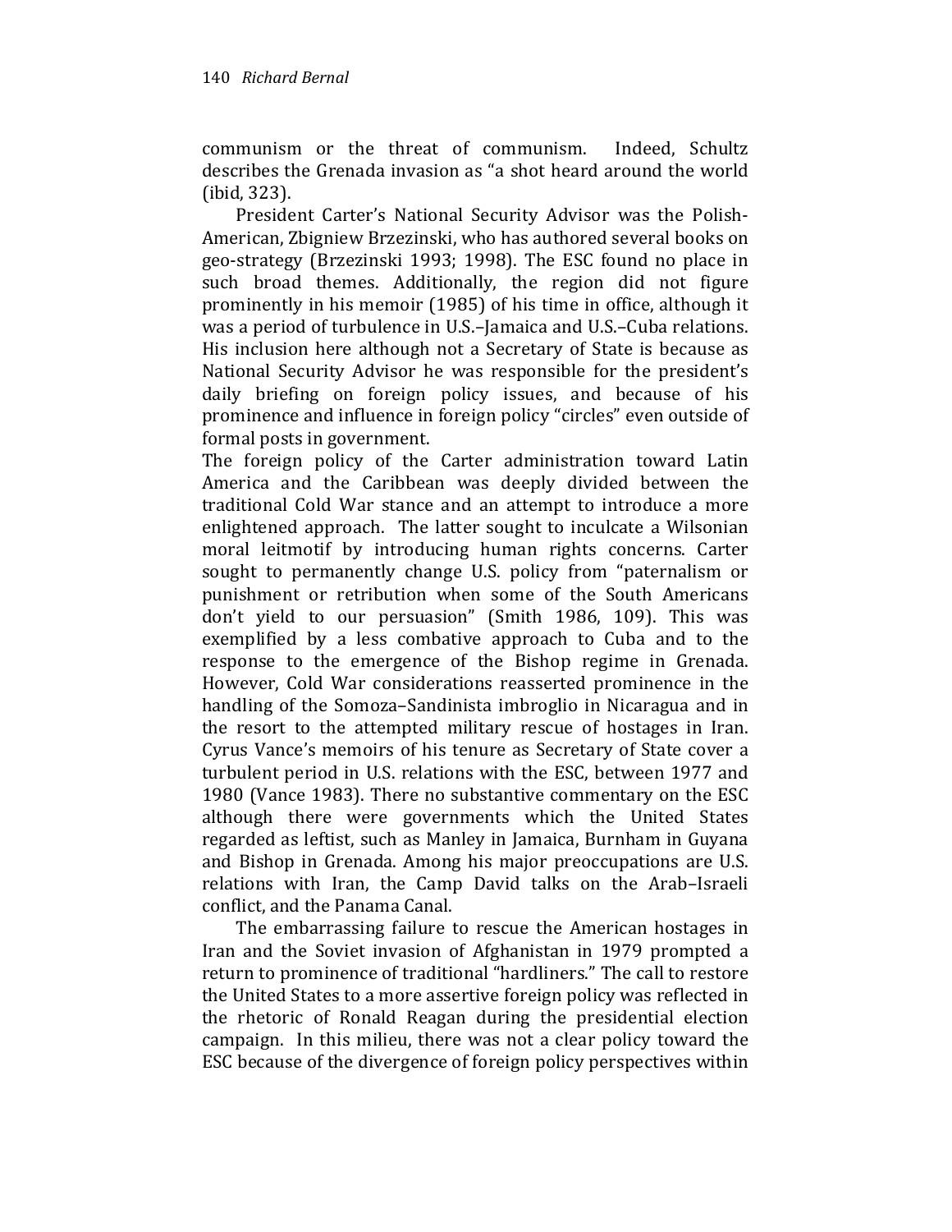communism or the threat of communism. Indeed, Schultz describes the Grenada invasion as "a shot heard around the world (ibid, 323).

President Carter's National Security Advisor was the Polish-American, Zbigniew Brzezinski, who has authored several books on geo-strategy (Brzezinski 1993; 1998). The ESC found no place in such broad themes. Additionally, the region did not figure prominently in his memoir (1985) of his time in office, although it was a period of turbulence in U.S.–Jamaica and U.S.–Cuba relations. His inclusion here although not a Secretary of State is because as National Security Advisor he was responsible for the president's daily briefing on foreign policy issues, and because of his prominence and influence in foreign policy "circles" even outside of formal posts in government.

The foreign policy of the Carter administration toward Latin America and the Caribbean was deeply divided between the traditional Cold War stance and an attempt to introduce a more enlightened approach. The latter sought to inculcate a Wilsonian moral leitmotif by introducing human rights concerns. Carter sought to permanently change U.S. policy from "paternalism or punishment or retribution when some of the South Americans don't yield to our persuasion" (Smith 1986, 109). This was exemplified by a less combative approach to Cuba and to the response to the emergence of the Bishop regime in Grenada. However, Cold War considerations reasserted prominence in the handling of the Somoza–Sandinista imbroglio in Nicaragua and in the resort to the attempted military rescue of hostages in Iran. Cyrus Vance's memoirs of his tenure as Secretary of State cover a turbulent period in U.S. relations with the ESC, between 1977 and 1980 (Vance 1983). There no substantive commentary on the ESC although there were governments which the United States regarded as leftist, such as Manley in Jamaica, Burnham in Guyana and Bishop in Grenada. Among his major preoccupations are U.S. relations with Iran, the Camp David talks on the Arab–Israeli conflict, and the Panama Canal.

The embarrassing failure to rescue the American hostages in Iran and the Soviet invasion of Afghanistan in 1979 prompted a return to prominence of traditional "hardliners." The call to restore the United States to a more assertive foreign policy was reflected in the rhetoric of Ronald Reagan during the presidential election campaign. In this milieu, there was not a clear policy toward the ESC because of the divergence of foreign policy perspectives within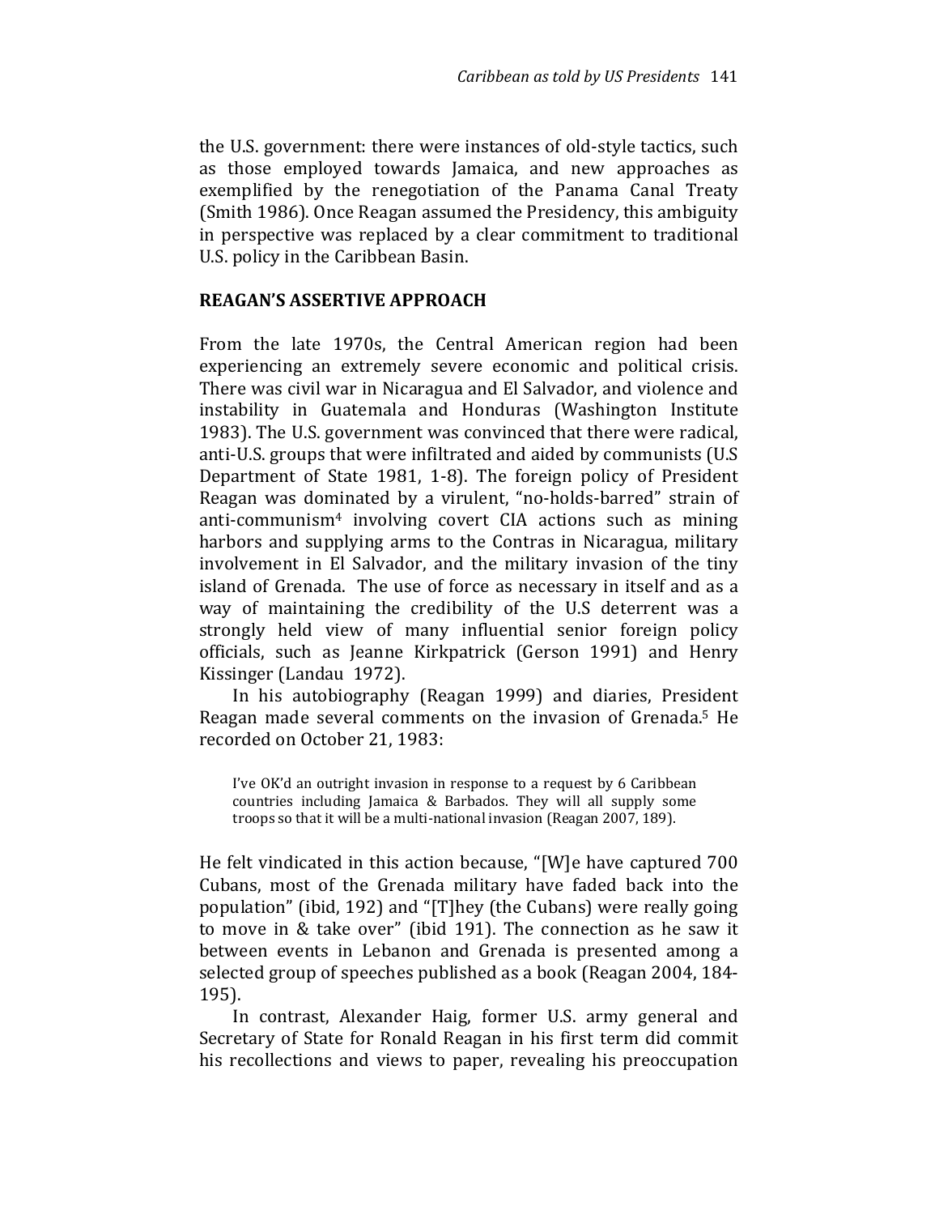the U.S. government: there were instances of old-style tactics, such as those employed towards Jamaica, and new approaches as exemplified by the renegotiation of the Panama Canal Treaty (Smith 1986). Once Reagan assumed the Presidency, this ambiguity in perspective was replaced by a clear commitment to traditional U.S. policy in the Caribbean Basin.

## REAGAN'S ASSERTIVE APPROACH

From the late 1970s, the Central American region had been experiencing an extremely severe economic and political crisis. There was civil war in Nicaragua and El Salvador, and violence and instability in Guatemala and Honduras (Washington Institute 1983). The U.S. government was convinced that there were radical, anti-U.S. groups that were infiltrated and aided by communists (U.S Department of State 1981, 1-8). The foreign policy of President Reagan was dominated by a virulent, "no-holds-barred" strain of anti-communism[4] involving covert CIA actions such as mining harbors and supplying arms to the Contras in Nicaragua, military involvement in El Salvador, and the military invasion of the tiny island of Grenada. The use of force as necessary in itself and as a way of maintaining the credibility of the U.S deterrent was a strongly held view of many influential senior foreign policy officials, such as Jeanne Kirkpatrick (Gerson 1991) and Henry Kissinger (Landau 1972).

In his autobiography (Reagan 1999) and diaries, President Reagan made several comments on the invasion of Grenada.[5] He recorded on October 21, 1983:

> I've OK'd an outright invasion in response to a request by 6 Caribbean countries including Jamaica & Barbados. They will all supply some troops so that it will be a multi-national invasion (Reagan 2007, 189).

He felt vindicated in this action because, "[W]e have captured 700 Cubans, most of the Grenada military have faded back into the population" (ibid, 192) and "[T]hey (the Cubans) were really going to move in & take over" (ibid 191). The connection as he saw it between events in Lebanon and Grenada is presented among a selected group of speeches published as a book (Reagan 2004, 184-195).

In contrast, Alexander Haig, former U.S. army general and Secretary of State for Ronald Reagan in his first term did commit his recollections and views to paper, revealing his preoccupation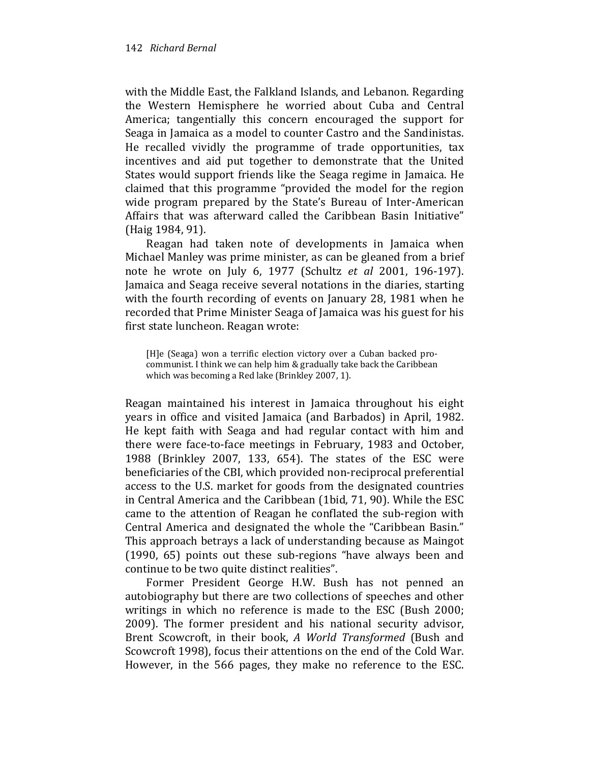with the Middle East, the Falkland Islands, and Lebanon. Regarding the Western Hemisphere he worried about Cuba and Central America; tangentially this concern encouraged the support for Seaga in Jamaica as a model to counter Castro and the Sandinistas. He recalled vividly the programme of trade opportunities, tax incentives and aid put together to demonstrate that the United States would support friends like the Seaga regime in Jamaica. He claimed that this programme "provided the model for the region wide program prepared by the State's Bureau of Inter-American Affairs that was afterward called the Caribbean Basin Initiative" (Haig 1984, 91).

Reagan had taken note of developments in Jamaica when Michael Manley was prime minister, as can be gleaned from a brief note he wrote on July 6, 1977 (Schultz *et al* 2001, 196-197). Jamaica and Seaga receive several notations in the diaries, starting with the fourth recording of events on January 28, 1981 when he recorded that Prime Minister Seaga of Jamaica was his guest for his first state luncheon. Reagan wrote:

> [H]e (Seaga) won a terrific election victory over a Cuban backed pro-communist. I think we can help him & gradually take back the Caribbean which was becoming a Red lake (Brinkley 2007, 1).

Reagan maintained his interest in Jamaica throughout his eight years in office and visited Jamaica (and Barbados) in April, 1982. He kept faith with Seaga and had regular contact with him and there were face-to-face meetings in February, 1983 and October, 1988 (Brinkley 2007, 133, 654). The states of the ESC were beneficiaries of the CBI, which provided non-reciprocal preferential access to the U.S. market for goods from the designated countries in Central America and the Caribbean (1bid, 71, 90). While the ESC came to the attention of Reagan he conflated the sub-region with Central America and designated the whole the "Caribbean Basin." This approach betrays a lack of understanding because as Maingot (1990, 65) points out these sub-regions "have always been and continue to be two quite distinct realities".

Former President George H.W. Bush has not penned an autobiography but there are two collections of speeches and other writings in which no reference is made to the ESC (Bush 2000; 2009). The former president and his national security advisor, Brent Scowcroft, in their book, *A World Transformed* (Bush and Scowcroft 1998), focus their attentions on the end of the Cold War. However, in the 566 pages, they make no reference to the ESC.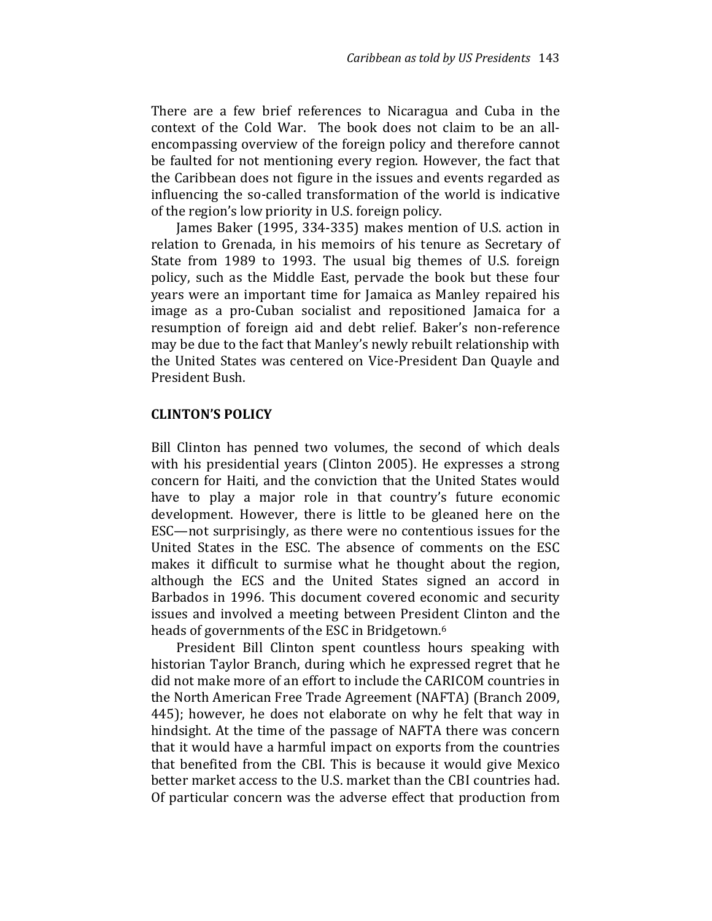There are a few brief references to Nicaragua and Cuba in the context of the Cold War. The book does not claim to be an all-encompassing overview of the foreign policy and therefore cannot be faulted for not mentioning every region. However, the fact that the Caribbean does not figure in the issues and events regarded as influencing the so-called transformation of the world is indicative of the region's low priority in U.S. foreign policy.

James Baker (1995, 334-335) makes mention of U.S. action in relation to Grenada, in his memoirs of his tenure as Secretary of State from 1989 to 1993. The usual big themes of U.S. foreign policy, such as the Middle East, pervade the book but these four years were an important time for Jamaica as Manley repaired his image as a pro-Cuban socialist and repositioned Jamaica for a resumption of foreign aid and debt relief. Baker's non-reference may be due to the fact that Manley's newly rebuilt relationship with the United States was centered on Vice-President Dan Quayle and President Bush.

## CLINTON'S POLICY

Bill Clinton has penned two volumes, the second of which deals with his presidential years (Clinton 2005). He expresses a strong concern for Haiti, and the conviction that the United States would have to play a major role in that country's future economic development. However, there is little to be gleaned here on the ESC—not surprisingly, as there were no contentious issues for the United States in the ESC. The absence of comments on the ESC makes it difficult to surmise what he thought about the region, although the ECS and the United States signed an accord in Barbados in 1996. This document covered economic and security issues and involved a meeting between President Clinton and the heads of governments of the ESC in Bridgetown.[6]

President Bill Clinton spent countless hours speaking with historian Taylor Branch, during which he expressed regret that he did not make more of an effort to include the CARICOM countries in the North American Free Trade Agreement (NAFTA) (Branch 2009, 445); however, he does not elaborate on why he felt that way in hindsight. At the time of the passage of NAFTA there was concern that it would have a harmful impact on exports from the countries that benefited from the CBI. This is because it would give Mexico better market access to the U.S. market than the CBI countries had. Of particular concern was the adverse effect that production from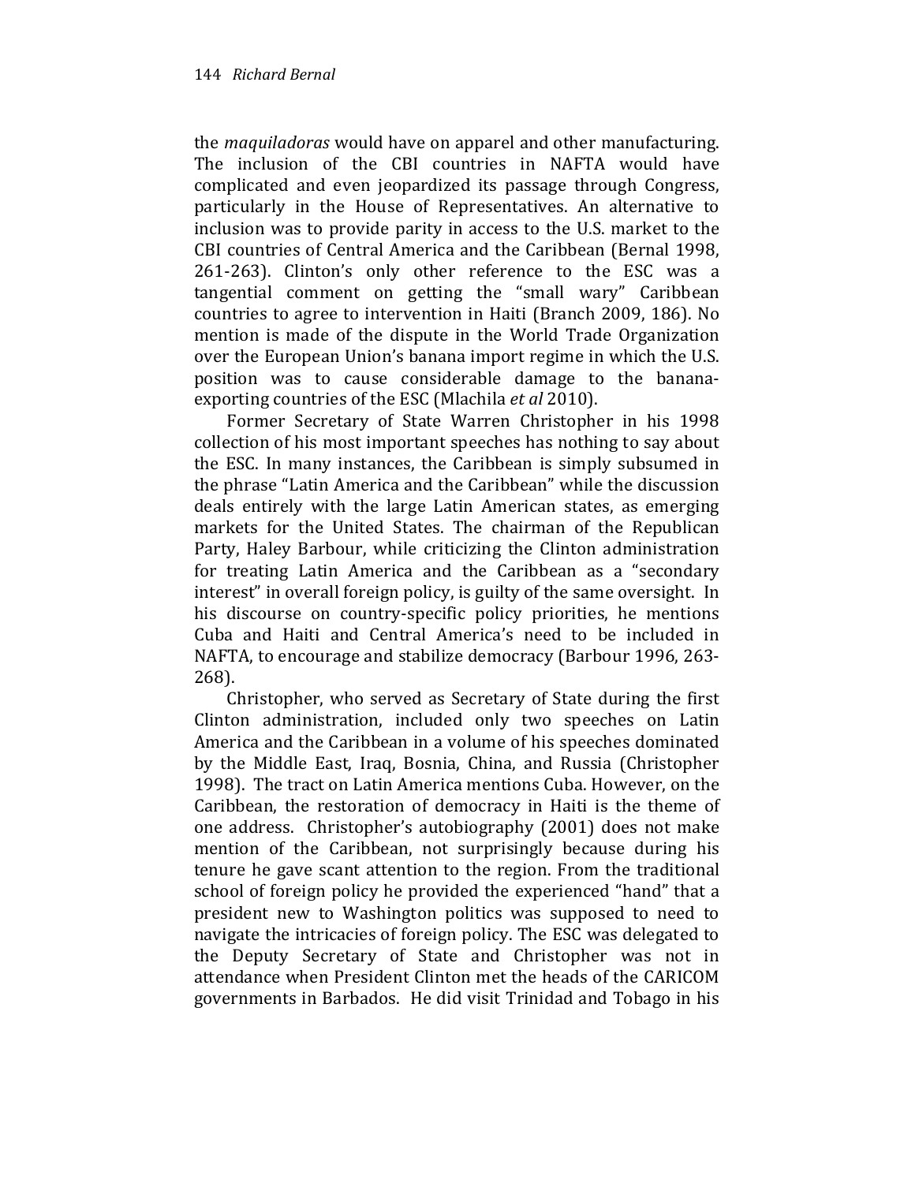the *maquiladoras* would have on apparel and other manufacturing. The inclusion of the CBI countries in NAFTA would have complicated and even jeopardized its passage through Congress, particularly in the House of Representatives. An alternative to inclusion was to provide parity in access to the U.S. market to the CBI countries of Central America and the Caribbean (Bernal 1998, 261-263). Clinton's only other reference to the ESC was a tangential comment on getting the "small wary" Caribbean countries to agree to intervention in Haiti (Branch 2009, 186). No mention is made of the dispute in the World Trade Organization over the European Union's banana import regime in which the U.S. position was to cause considerable damage to the banana-exporting countries of the ESC (Mlachila *et al* 2010).

Former Secretary of State Warren Christopher in his 1998 collection of his most important speeches has nothing to say about the ESC. In many instances, the Caribbean is simply subsumed in the phrase "Latin America and the Caribbean" while the discussion deals entirely with the large Latin American states, as emerging markets for the United States. The chairman of the Republican Party, Haley Barbour, while criticizing the Clinton administration for treating Latin America and the Caribbean as a "secondary interest" in overall foreign policy, is guilty of the same oversight. In his discourse on country-specific policy priorities, he mentions Cuba and Haiti and Central America's need to be included in NAFTA, to encourage and stabilize democracy (Barbour 1996, 263-268).

Christopher, who served as Secretary of State during the first Clinton administration, included only two speeches on Latin America and the Caribbean in a volume of his speeches dominated by the Middle East, Iraq, Bosnia, China, and Russia (Christopher 1998). The tract on Latin America mentions Cuba. However, on the Caribbean, the restoration of democracy in Haiti is the theme of one address. Christopher's autobiography (2001) does not make mention of the Caribbean, not surprisingly because during his tenure he gave scant attention to the region. From the traditional school of foreign policy he provided the experienced "hand" that a president new to Washington politics was supposed to need to navigate the intricacies of foreign policy. The ESC was delegated to the Deputy Secretary of State and Christopher was not in attendance when President Clinton met the heads of the CARICOM governments in Barbados. He did visit Trinidad and Tobago in his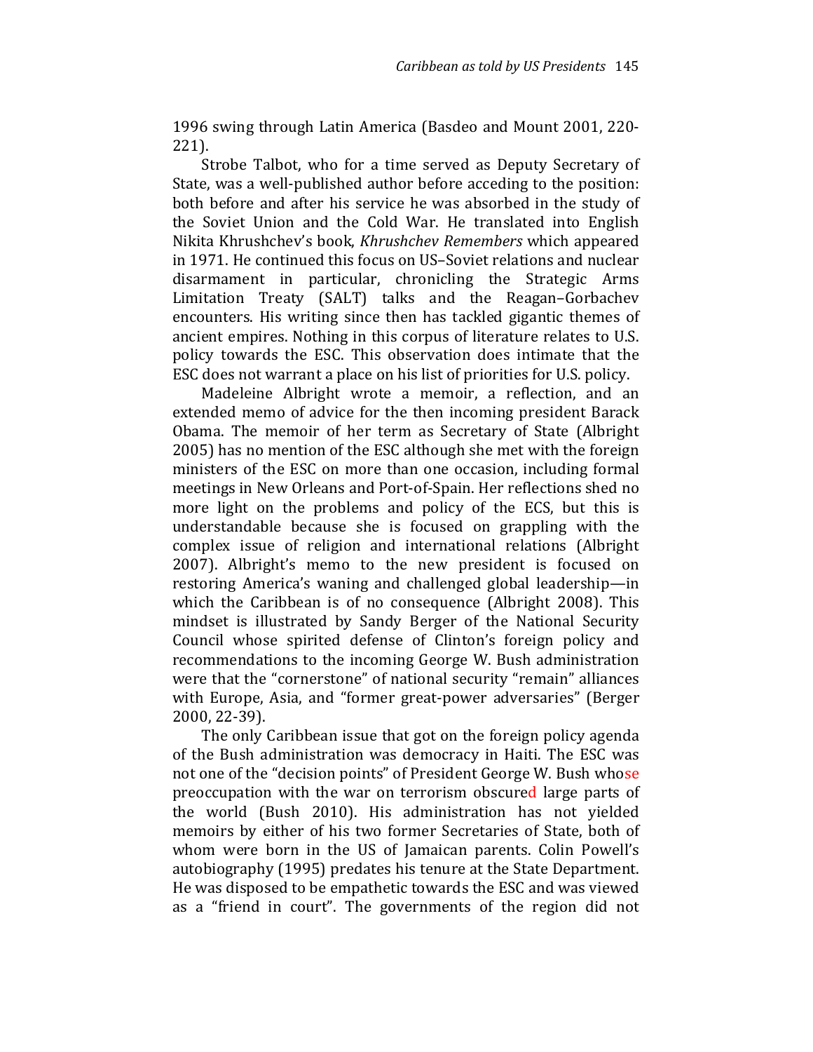1996 swing through Latin America (Basdeo and Mount 2001, 220-221).

Strobe Talbot, who for a time served as Deputy Secretary of State, was a well-published author before acceding to the position: both before and after his service he was absorbed in the study of the Soviet Union and the Cold War. He translated into English Nikita Khrushchev's book, *Khrushchev Remembers* which appeared in 1971. He continued this focus on US–Soviet relations and nuclear disarmament in particular, chronicling the Strategic Arms Limitation Treaty (SALT) talks and the Reagan–Gorbachev encounters. His writing since then has tackled gigantic themes of ancient empires. Nothing in this corpus of literature relates to U.S. policy towards the ESC. This observation does intimate that the ESC does not warrant a place on his list of priorities for U.S. policy.

Madeleine Albright wrote a memoir, a reflection, and an extended memo of advice for the then incoming president Barack Obama. The memoir of her term as Secretary of State (Albright 2005) has no mention of the ESC although she met with the foreign ministers of the ESC on more than one occasion, including formal meetings in New Orleans and Port-of-Spain. Her reflections shed no more light on the problems and policy of the ECS, but this is understandable because she is focused on grappling with the complex issue of religion and international relations (Albright 2007). Albright's memo to the new president is focused on restoring America's waning and challenged global leadership—in which the Caribbean is of no consequence (Albright 2008). This mindset is illustrated by Sandy Berger of the National Security Council whose spirited defense of Clinton's foreign policy and recommendations to the incoming George W. Bush administration were that the "cornerstone" of national security "remain" alliances with Europe, Asia, and "former great-power adversaries" (Berger 2000, 22-39).

The only Caribbean issue that got on the foreign policy agenda of the Bush administration was democracy in Haiti. The ESC was not one of the "decision points" of President George W. Bush whose preoccupation with the war on terrorism obscured large parts of the world (Bush 2010). His administration has not yielded memoirs by either of his two former Secretaries of State, both of whom were born in the US of Jamaican parents. Colin Powell's autobiography (1995) predates his tenure at the State Department. He was disposed to be empathetic towards the ESC and was viewed as a "friend in court". The governments of the region did not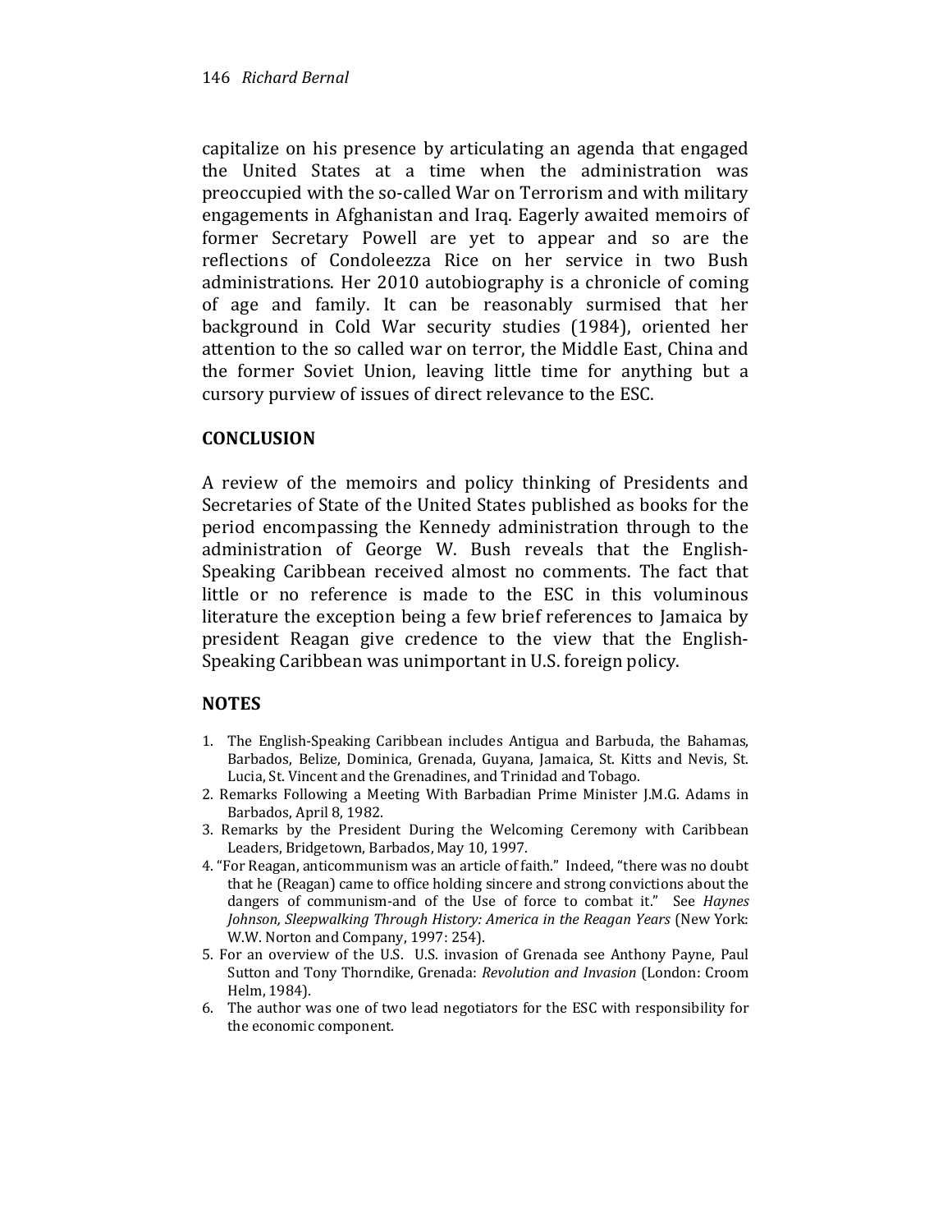capitalize on his presence by articulating an agenda that engaged the United States at a time when the administration was preoccupied with the so-called War on Terrorism and with military engagements in Afghanistan and Iraq. Eagerly awaited memoirs of former Secretary Powell are yet to appear and so are the reflections of Condoleezza Rice on her service in two Bush administrations. Her 2010 autobiography is a chronicle of coming of age and family. It can be reasonably surmised that her background in Cold War security studies (1984), oriented her attention to the so called war on terror, the Middle East, China and the former Soviet Union, leaving little time for anything but a cursory purview of issues of direct relevance to the ESC.

## CONCLUSION

A review of the memoirs and policy thinking of Presidents and Secretaries of State of the United States published as books for the period encompassing the Kennedy administration through to the administration of George W. Bush reveals that the English-Speaking Caribbean received almost no comments. The fact that little or no reference is made to the ESC in this voluminous literature the exception being a few brief references to Jamaica by president Reagan give credence to the view that the English-Speaking Caribbean was unimportant in U.S. foreign policy.

## NOTES

1. The English-Speaking Caribbean includes Antigua and Barbuda, the Bahamas, Barbados, Belize, Dominica, Grenada, Guyana, Jamaica, St. Kitts and Nevis, St. Lucia, St. Vincent and the Grenadines, and Trinidad and Tobago.
2. Remarks Following a Meeting With Barbadian Prime Minister J.M.G. Adams in Barbados, April 8, 1982.
3. Remarks by the President During the Welcoming Ceremony with Caribbean Leaders, Bridgetown, Barbados, May 10, 1997.
4. "For Reagan, anticommunism was an article of faith." Indeed, "there was no doubt that he (Reagan) came to office holding sincere and strong convictions about the dangers of communism-and of the Use of force to combat it." See *Haynes Johnson, Sleepwalking Through History: America in the Reagan Years* (New York: W.W. Norton and Company, 1997: 254).
5. For an overview of the U.S. U.S. invasion of Grenada see Anthony Payne, Paul Sutton and Tony Thorndike, Grenada: *Revolution and Invasion* (London: Croom Helm, 1984).
6. The author was one of two lead negotiators for the ESC with responsibility for the economic component.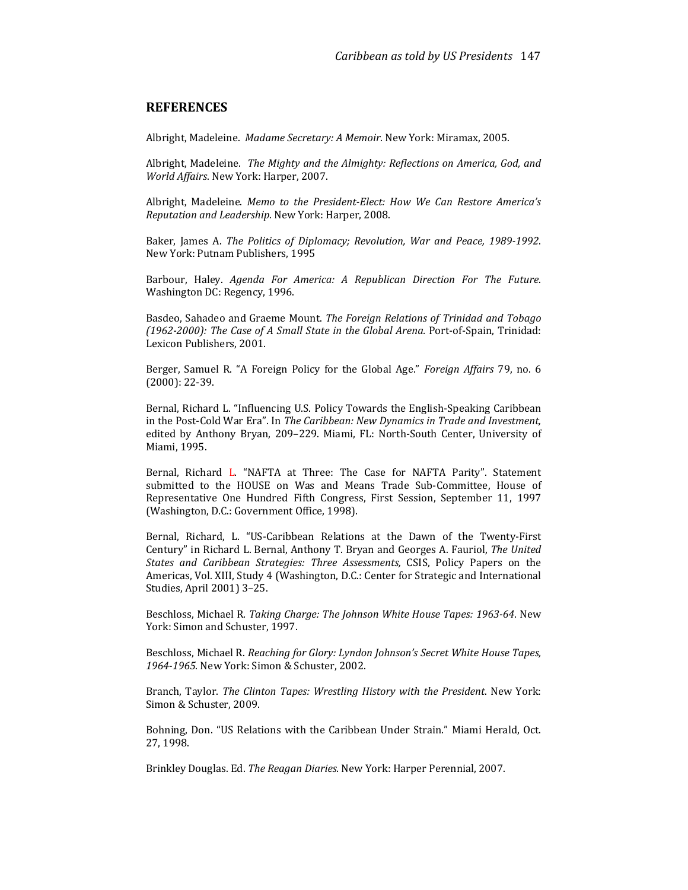## REFERENCES

Albright, Madeleine. *Madame Secretary: A Memoir*. New York: Miramax, 2005.

Albright, Madeleine. *The Mighty and the Almighty: Reflections on America, God, and World Affairs*. New York: Harper, 2007.

Albright, Madeleine. *Memo to the President-Elect: How We Can Restore America's Reputation and Leadership.* New York: Harper, 2008.

Baker, James A. *The Politics of Diplomacy; Revolution, War and Peace, 1989-1992*. New York: Putnam Publishers, 1995

Barbour, Haley. *Agenda For America: A Republican Direction For The Future*. Washington DC: Regency, 1996.

Basdeo, Sahadeo and Graeme Mount. *The Foreign Relations of Trinidad and Tobago (1962-2000): The Case of A Small State in the Global Arena.* Port-of-Spain, Trinidad: Lexicon Publishers, 2001.

Berger, Samuel R. "A Foreign Policy for the Global Age." *Foreign Affairs* 79, no. 6 (2000): 22-39.

Bernal, Richard L. "Influencing U.S. Policy Towards the English-Speaking Caribbean in the Post-Cold War Era". In *The Caribbean: New Dynamics in Trade and Investment,* edited by Anthony Bryan, 209–229. Miami, FL: North-South Center, University of Miami, 1995.

Bernal, Richard L. "NAFTA at Three: The Case for NAFTA Parity". Statement submitted to the HOUSE on Was and Means Trade Sub-Committee, House of Representative One Hundred Fifth Congress, First Session, September 11, 1997 (Washington, D.C.: Government Office, 1998).

Bernal, Richard, L. "US-Caribbean Relations at the Dawn of the Twenty-First Century" in Richard L. Bernal, Anthony T. Bryan and Georges A. Fauriol, *The United States and Caribbean Strategies: Three Assessments,* CSIS, Policy Papers on the Americas, Vol. XIII, Study 4 (Washington, D.C.: Center for Strategic and International Studies, April 2001) 3–25.

Beschloss, Michael R. *Taking Charge: The Johnson White House Tapes: 1963-64*. New York: Simon and Schuster, 1997.

Beschloss, Michael R. *Reaching for Glory: Lyndon Johnson's Secret White House Tapes, 1964-1965*. New York: Simon & Schuster, 2002.

Branch, Taylor. *The Clinton Tapes: Wrestling History with the President*. New York: Simon & Schuster, 2009.

Bohning, Don. "US Relations with the Caribbean Under Strain." Miami Herald, Oct. 27, 1998.

Brinkley Douglas. Ed. *The Reagan Diaries*. New York: Harper Perennial, 2007.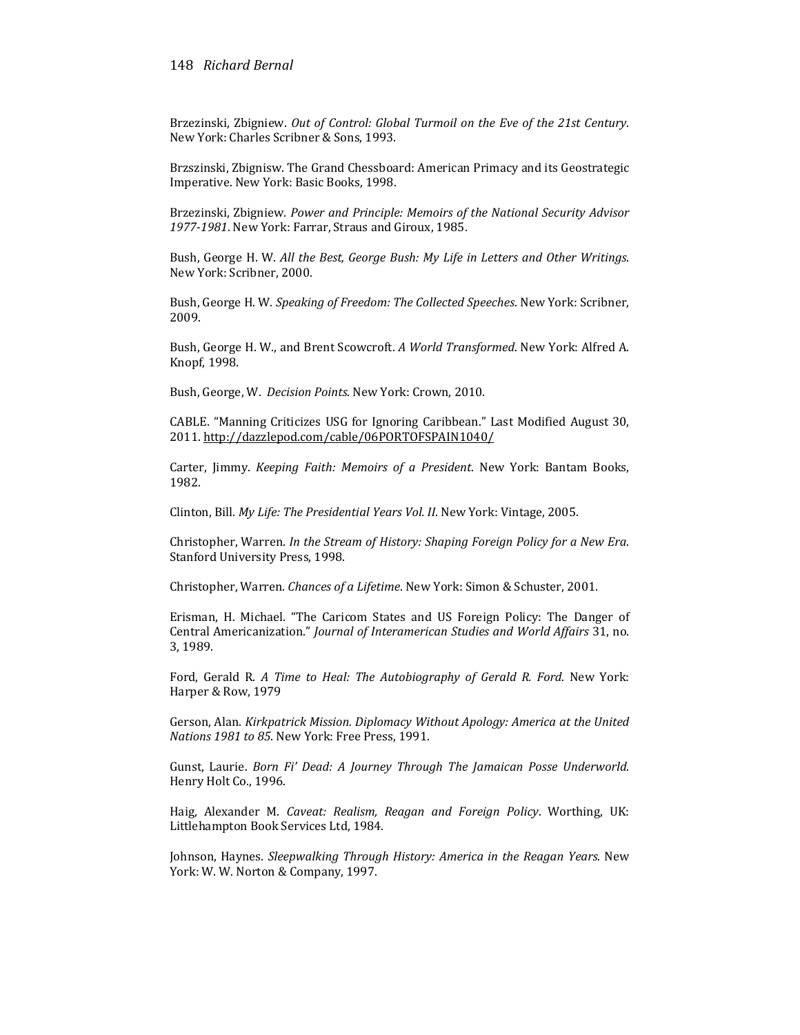Brzezinski, Zbigniew. *Out of Control: Global Turmoil on the Eve of the 21st Century*. New York: Charles Scribner & Sons, 1993.

Brzszinski, Zbignisw. The Grand Chessboard: American Primacy and its Geostrategic Imperative. New York: Basic Books, 1998.

Brzezinski, Zbigniew. *Power and Principle: Memoirs of the National Security Advisor 1977-1981*. New York: Farrar, Straus and Giroux, 1985.

Bush, George H. W. *All the Best, George Bush: My Life in Letters and Other Writings*. New York: Scribner, 2000.

Bush, George H. W. *Speaking of Freedom: The Collected Speeches*. New York: Scribner, 2009.

Bush, George H. W., and Brent Scowcroft. *A World Transformed*. New York: Alfred A. Knopf, 1998.

Bush, George, W. *Decision Points*. New York: Crown, 2010.

CABLE. "Manning Criticizes USG for Ignoring Caribbean." Last Modified August 30, 2011. http://dazzlepod.com/cable/06PORTOFSPAIN1040/

Carter, Jimmy. *Keeping Faith: Memoirs of a President*. New York: Bantam Books, 1982.

Clinton, Bill. *My Life: The Presidential Years Vol. II*. New York: Vintage, 2005.

Christopher, Warren. *In the Stream of History: Shaping Foreign Policy for a New Era*. Stanford University Press, 1998.

Christopher, Warren. *Chances of a Lifetime*. New York: Simon & Schuster, 2001.

Erisman, H. Michael. "The Caricom States and US Foreign Policy: The Danger of Central Americanization." *Journal of Interamerican Studies and World Affairs* 31, no. 3, 1989.

Ford, Gerald R. *A Time to Heal: The Autobiography of Gerald R. Ford*. New York: Harper & Row, 1979

Gerson, Alan. *Kirkpatrick Mission. Diplomacy Without Apology: America at the United Nations 1981 to 85*. New York: Free Press, 1991.

Gunst, Laurie. *Born Fi' Dead: A Journey Through The Jamaican Posse Underworld*. Henry Holt Co., 1996.

Haig, Alexander M. *Caveat: Realism, Reagan and Foreign Policy*. Worthing, UK: Littlehampton Book Services Ltd, 1984.

Johnson, Haynes. *Sleepwalking Through History: America in the Reagan Years*. New York: W. W. Norton & Company, 1997.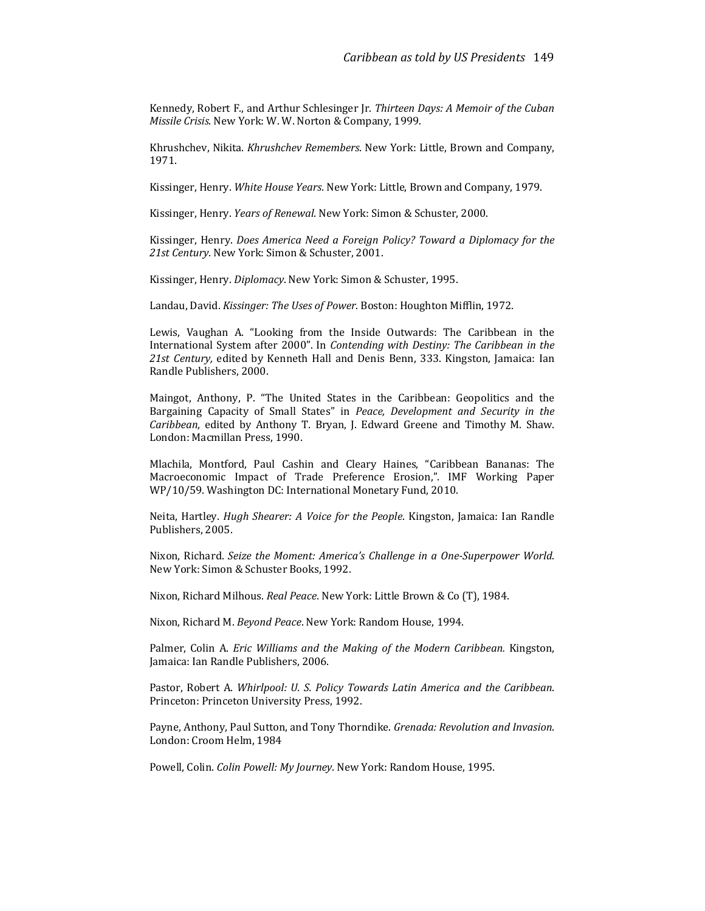Kennedy, Robert F., and Arthur Schlesinger Jr. *Thirteen Days: A Memoir of the Cuban Missile Crisis*. New York: W. W. Norton & Company, 1999.

Khrushchev, Nikita. *Khrushchev Remembers*. New York: Little, Brown and Company, 1971.

Kissinger, Henry. *White House Years*. New York: Little, Brown and Company, 1979.

Kissinger, Henry. *Years of Renewal*. New York: Simon & Schuster, 2000.

Kissinger, Henry. *Does America Need a Foreign Policy? Toward a Diplomacy for the 21st Century*. New York: Simon & Schuster, 2001.

Kissinger, Henry. *Diplomacy*. New York: Simon & Schuster, 1995.

Landau, David. *Kissinger: The Uses of Power*. Boston: Houghton Mifflin, 1972.

Lewis, Vaughan A. "Looking from the Inside Outwards: The Caribbean in the International System after 2000". In *Contending with Destiny: The Caribbean in the 21st Century,* edited by Kenneth Hall and Denis Benn, 333. Kingston, Jamaica: Ian Randle Publishers, 2000.

Maingot, Anthony, P. "The United States in the Caribbean: Geopolitics and the Bargaining Capacity of Small States" in *Peace, Development and Security in the Caribbean*, edited by Anthony T. Bryan, J. Edward Greene and Timothy M. Shaw. London: Macmillan Press, 1990.

Mlachila, Montford, Paul Cashin and Cleary Haines, "Caribbean Bananas: The Macroeconomic Impact of Trade Preference Erosion,". IMF Working Paper WP/10/59. Washington DC: International Monetary Fund, 2010.

Neita, Hartley. *Hugh Shearer: A Voice for the People*. Kingston, Jamaica: Ian Randle Publishers, 2005.

Nixon, Richard. *Seize the Moment: America's Challenge in a One-Superpower World*. New York: Simon & Schuster Books, 1992.

Nixon, Richard Milhous. *Real Peace*. New York: Little Brown & Co (T), 1984.

Nixon, Richard M. *Beyond Peace*. New York: Random House, 1994.

Palmer, Colin A. *Eric Williams and the Making of the Modern Caribbean.* Kingston, Jamaica: Ian Randle Publishers, 2006.

Pastor, Robert A. *Whirlpool: U. S. Policy Towards Latin America and the Caribbean*. Princeton: Princeton University Press, 1992.

Payne, Anthony, Paul Sutton, and Tony Thorndike. *Grenada: Revolution and Invasion*. London: Croom Helm, 1984

Powell, Colin. *Colin Powell: My Journey*. New York: Random House, 1995.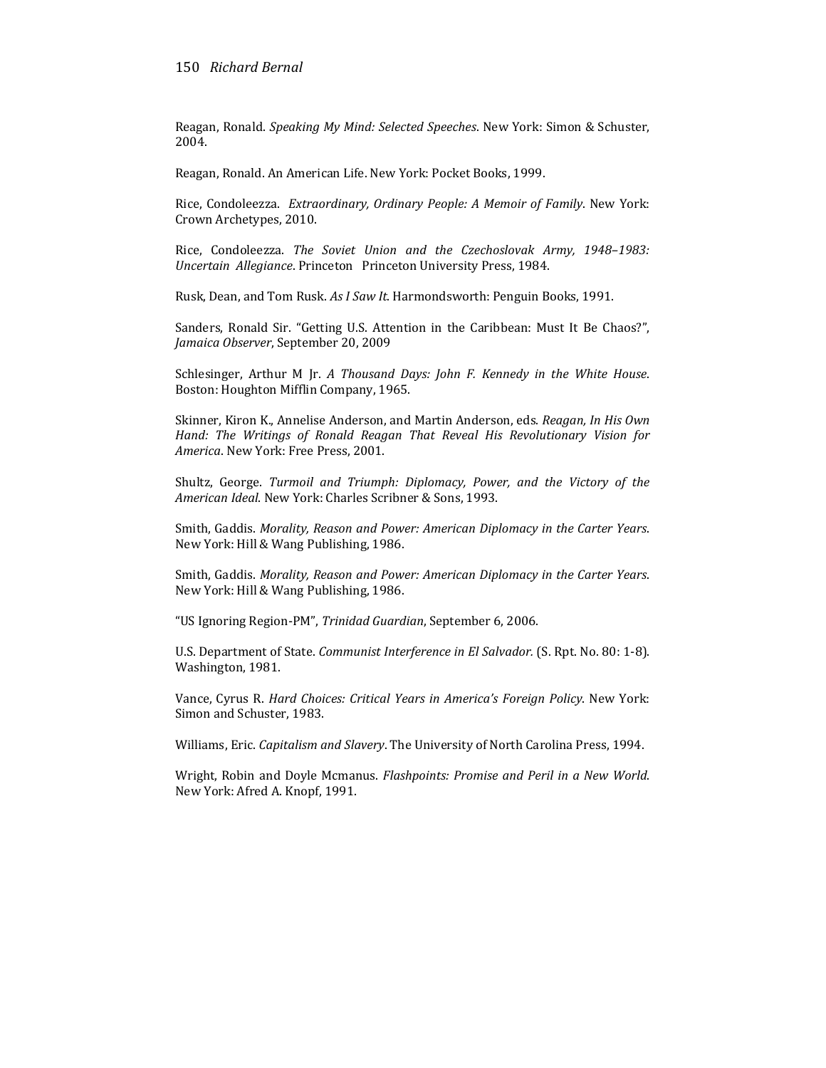Reagan, Ronald. *Speaking My Mind: Selected Speeches*. New York: Simon & Schuster, 2004.

Reagan, Ronald. An American Life. New York: Pocket Books, 1999.

Rice, Condoleezza. *Extraordinary, Ordinary People: A Memoir of Family*. New York: Crown Archetypes, 2010.

Rice, Condoleezza. *The Soviet Union and the Czechoslovak Army, 1948–1983: Uncertain Allegiance*. Princeton Princeton University Press, 1984.

Rusk, Dean, and Tom Rusk. *As I Saw It*. Harmondsworth: Penguin Books, 1991.

Sanders, Ronald Sir. "Getting U.S. Attention in the Caribbean: Must It Be Chaos?", *Jamaica Observer*, September 20, 2009

Schlesinger, Arthur M Jr. *A Thousand Days: John F. Kennedy in the White House*. Boston: Houghton Mifflin Company, 1965.

Skinner, Kiron K., Annelise Anderson, and Martin Anderson, eds. *Reagan, In His Own Hand: The Writings of Ronald Reagan That Reveal His Revolutionary Vision for America*. New York: Free Press, 2001.

Shultz, George. *Turmoil and Triumph: Diplomacy, Power, and the Victory of the American Ideal.* New York: Charles Scribner & Sons, 1993.

Smith, Gaddis. *Morality, Reason and Power: American Diplomacy in the Carter Years*. New York: Hill & Wang Publishing, 1986.

Smith, Gaddis. *Morality, Reason and Power: American Diplomacy in the Carter Years*. New York: Hill & Wang Publishing, 1986.

"US Ignoring Region-PM", *Trinidad Guardian*, September 6, 2006.

U.S. Department of State. *Communist Interference in El Salvador.* (S. Rpt. No. 80: 1-8). Washington, 1981.

Vance, Cyrus R. *Hard Choices: Critical Years in America's Foreign Policy*. New York: Simon and Schuster, 1983.

Williams, Eric. *Capitalism and Slavery*. The University of North Carolina Press, 1994.

Wright, Robin and Doyle Mcmanus. *Flashpoints: Promise and Peril in a New World*. New York: Afred A. Knopf, 1991.